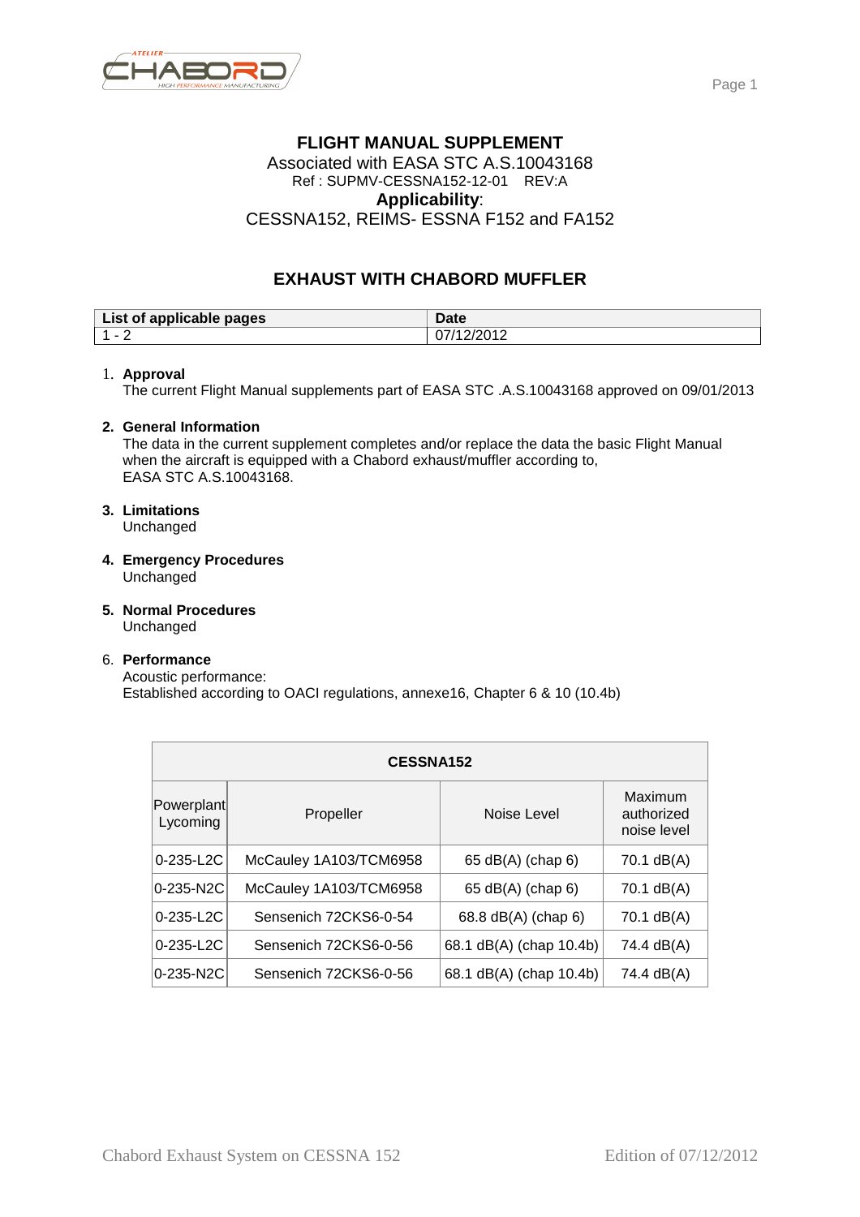# FLIGHT MANUAL SUPPLEMENT

Associated with EASA STC A.S.10043168
Ref : SUPMV-CESSNA152-12-01 REV:A
**Applicability**:
CESSNA152, REIMS- ESSNA F152 and FA152

## EXHAUST WITH CHABORD MUFFLER

| List of applicable pages | Date |
|---|---|
| 1 - 2 | 07/12/2012 |

1. **Approval**
   The current Flight Manual supplements part of EASA STC .A.S.10043168 approved on 09/01/2013

2. **General Information**
   The data in the current supplement completes and/or replace the data the basic Flight Manual when the aircraft is equipped with a Chabord exhaust/muffler according to,
   EASA STC A.S.10043168.

3. **Limitations**
   Unchanged

4. **Emergency Procedures**
   Unchanged

5. **Normal Procedures**
   Unchanged

6. **Performance**
   Acoustic performance:
   Established according to OACI regulations, annexe16, Chapter 6 & 10 (10.4b)

| **CESSNA152** | | | |
|---|---|---|---|
| Powerplant Lycoming | Propeller | Noise Level | Maximum authorized noise level |
| 0-235-L2C | McCauley 1A103/TCM6958 | 65 dB(A) (chap 6) | 70.1 dB(A) |
| 0-235-N2C | McCauley 1A103/TCM6958 | 65 dB(A) (chap 6) | 70.1 dB(A) |
| 0-235-L2C | Sensenich 72CKS6-0-54 | 68.8 dB(A) (chap 6) | 70.1 dB(A) |
| 0-235-L2C | Sensenich 72CKS6-0-56 | 68.1 dB(A) (chap 10.4b) | 74.4 dB(A) |
| 0-235-N2C | Sensenich 72CKS6-0-56 | 68.1 dB(A) (chap 10.4b) | 74.4 dB(A) |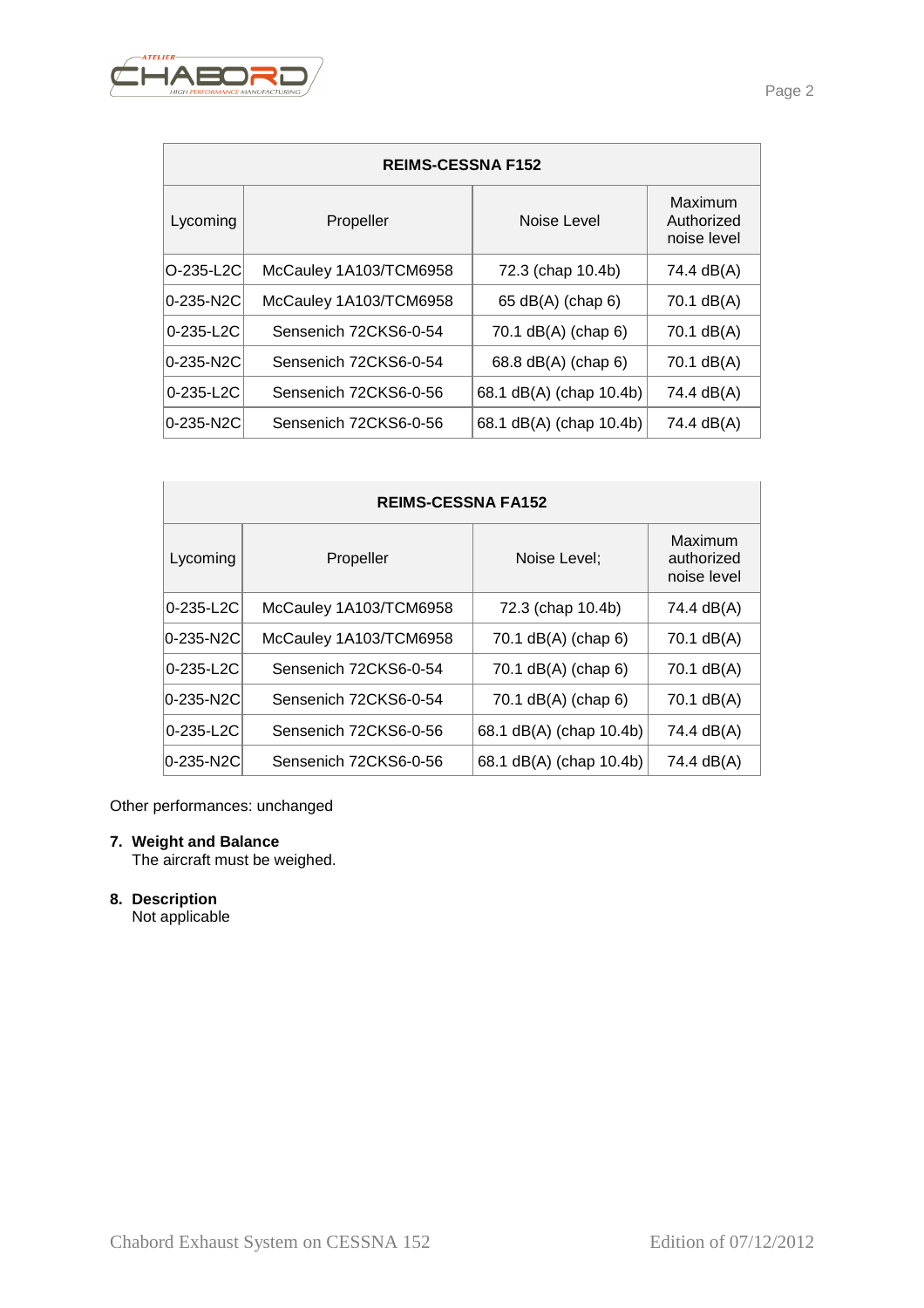| REIMS-CESSNA F152 | | | |
|---|---|---|---|
| Lycoming | Propeller | Noise Level | Maximum Authorized noise level |
| O-235-L2C | McCauley 1A103/TCM6958 | 72.3 (chap 10.4b) | 74.4 dB(A) |
| 0-235-N2C | McCauley 1A103/TCM6958 | 65 dB(A) (chap 6) | 70.1 dB(A) |
| 0-235-L2C | Sensenich 72CKS6-0-54 | 70.1 dB(A) (chap 6) | 70.1 dB(A) |
| 0-235-N2C | Sensenich 72CKS6-0-54 | 68.8 dB(A) (chap 6) | 70.1 dB(A) |
| 0-235-L2C | Sensenich 72CKS6-0-56 | 68.1 dB(A) (chap 10.4b) | 74.4 dB(A) |
| 0-235-N2C | Sensenich 72CKS6-0-56 | 68.1 dB(A) (chap 10.4b) | 74.4 dB(A) |

| REIMS-CESSNA FA152 | | | |
|---|---|---|---|
| Lycoming | Propeller | Noise Level; | Maximum authorized noise level |
| 0-235-L2C | McCauley 1A103/TCM6958 | 72.3 (chap 10.4b) | 74.4 dB(A) |
| 0-235-N2C | McCauley 1A103/TCM6958 | 70.1 dB(A) (chap 6) | 70.1 dB(A) |
| 0-235-L2C | Sensenich 72CKS6-0-54 | 70.1 dB(A) (chap 6) | 70.1 dB(A) |
| 0-235-N2C | Sensenich 72CKS6-0-54 | 70.1 dB(A) (chap 6) | 70.1 dB(A) |
| 0-235-L2C | Sensenich 72CKS6-0-56 | 68.1 dB(A) (chap 10.4b) | 74.4 dB(A) |
| 0-235-N2C | Sensenich 72CKS6-0-56 | 68.1 dB(A) (chap 10.4b) | 74.4 dB(A) |

Other performances: unchanged

7. **Weight and Balance**
   The aircraft must be weighed.

8. **Description**
   Not applicable